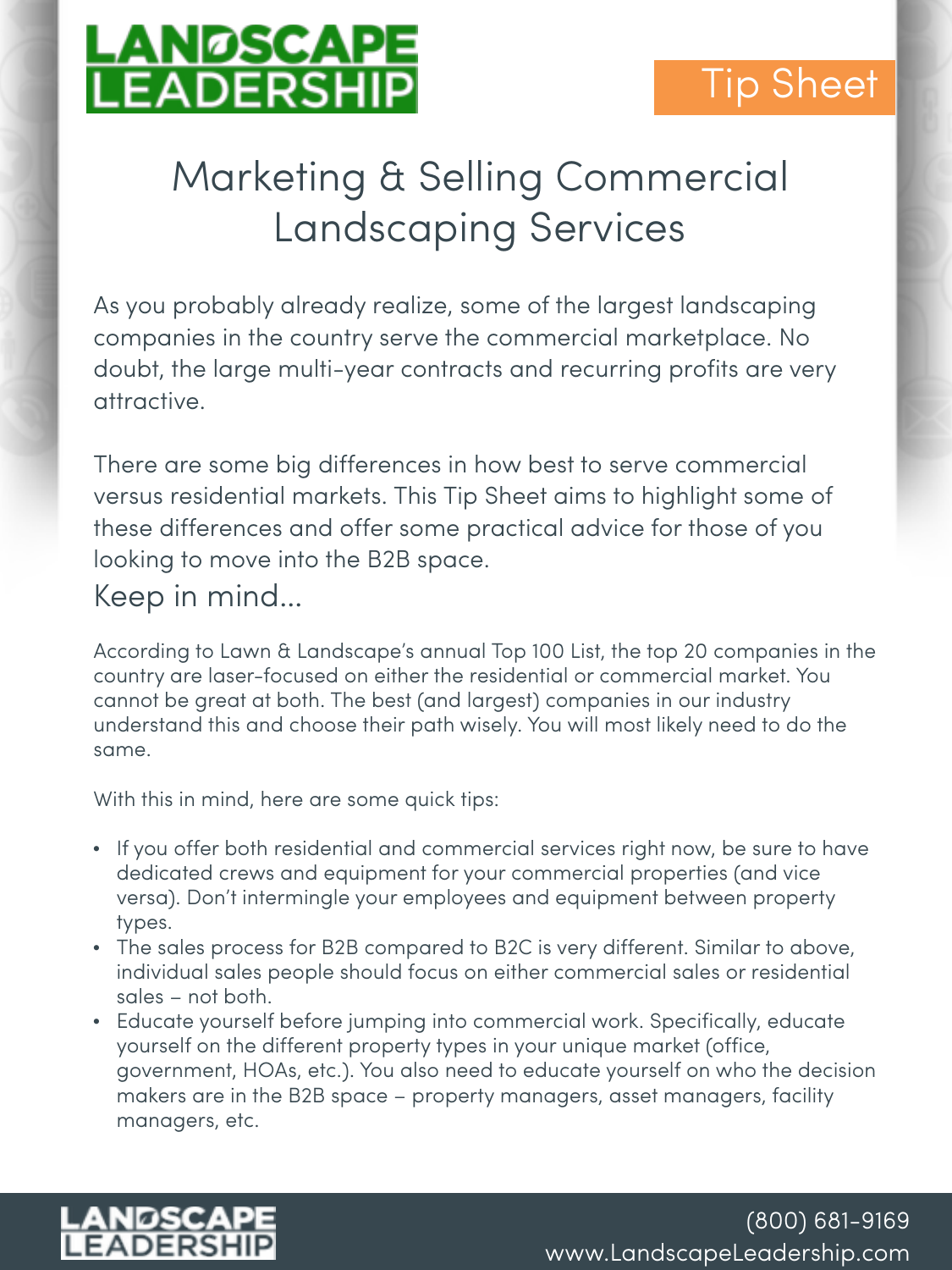LANDSCAPE LEADERSHIP

Tip Sheet

# Marketing & Selling Commercial Landscaping Services

As you probably already realize, some of the largest landscaping companies in the country serve the commercial marketplace. No doubt, the large multi-year contracts and recurring profits are very attractive.

There are some big differences in how best to serve commercial versus residential markets. This Tip Sheet aims to highlight some of these differences and offer some practical advice for those of you looking to move into the B2B space.

## Keep in mind...

According to Lawn & Landscape's annual Top 100 List, the top 20 companies in the country are laser-focused on either the residential or commercial market. You cannot be great at both. The best (and largest) companies in our industry understand this and choose their path wisely. You will most likely need to do the same.

With this in mind, here are some quick tips:

- If you offer both residential and commercial services right now, be sure to have dedicated crews and equipment for your commercial properties (and vice versa). Don't intermingle your employees and equipment between property types.
- The sales process for B2B compared to B2C is very different. Similar to above, individual sales people should focus on either commercial sales or residential sales – not both.
- Educate yourself before jumping into commercial work. Specifically, educate yourself on the different property types in your unique market (office, government, HOAs, etc.). You also need to educate yourself on who the decision makers are in the B2B space – property managers, asset managers, facility managers, etc.

(800) 681-9169
www.LandscapeLeadership.com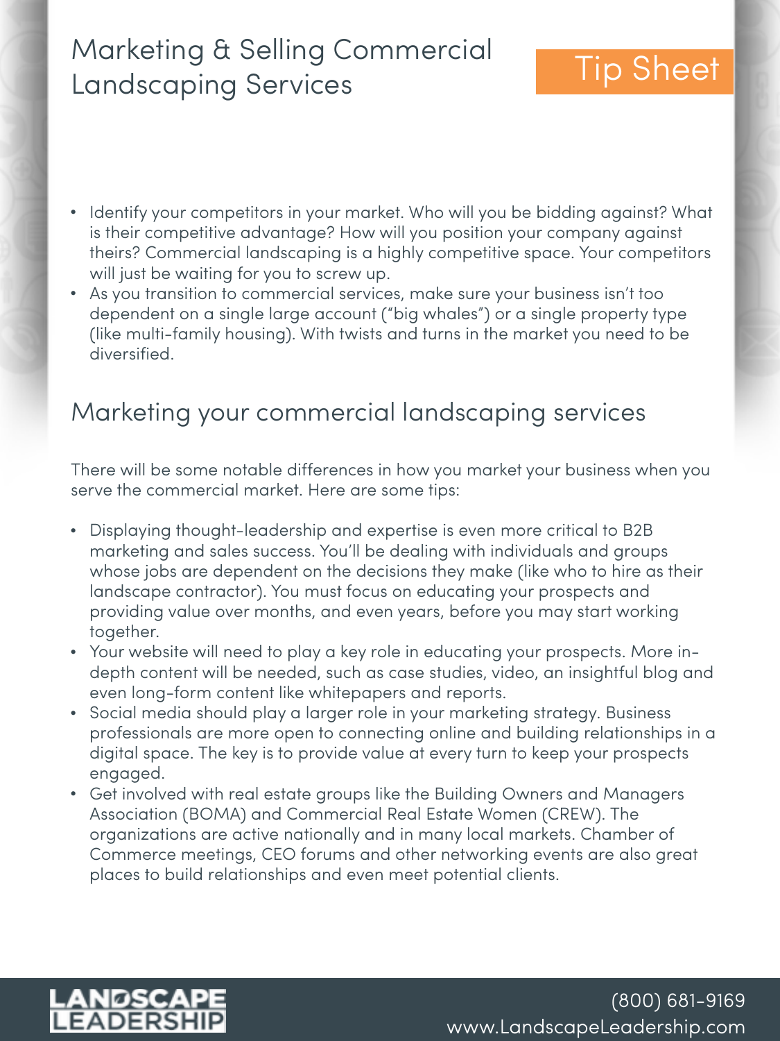- Identify your competitors in your market. Who will you be bidding against? What is their competitive advantage? How will you position your company against theirs? Commercial landscaping is a highly competitive space. Your competitors will just be waiting for you to screw up.
- As you transition to commercial services, make sure your business isn't too dependent on a single large account ("big whales") or a single property type (like multi-family housing). With twists and turns in the market you need to be diversified.

## Marketing your commercial landscaping services

There will be some notable differences in how you market your business when you serve the commercial market. Here are some tips:

- Displaying thought-leadership and expertise is even more critical to B2B marketing and sales success. You'll be dealing with individuals and groups whose jobs are dependent on the decisions they make (like who to hire as their landscape contractor). You must focus on educating your prospects and providing value over months, and even years, before you may start working together.
- Your website will need to play a key role in educating your prospects. More in-depth content will be needed, such as case studies, video, an insightful blog and even long-form content like whitepapers and reports.
- Social media should play a larger role in your marketing strategy. Business professionals are more open to connecting online and building relationships in a digital space. The key is to provide value at every turn to keep your prospects engaged.
- Get involved with real estate groups like the Building Owners and Managers Association (BOMA) and Commercial Real Estate Women (CREW). The organizations are active nationally and in many local markets. Chamber of Commerce meetings, CEO forums and other networking events are also great places to build relationships and even meet potential clients.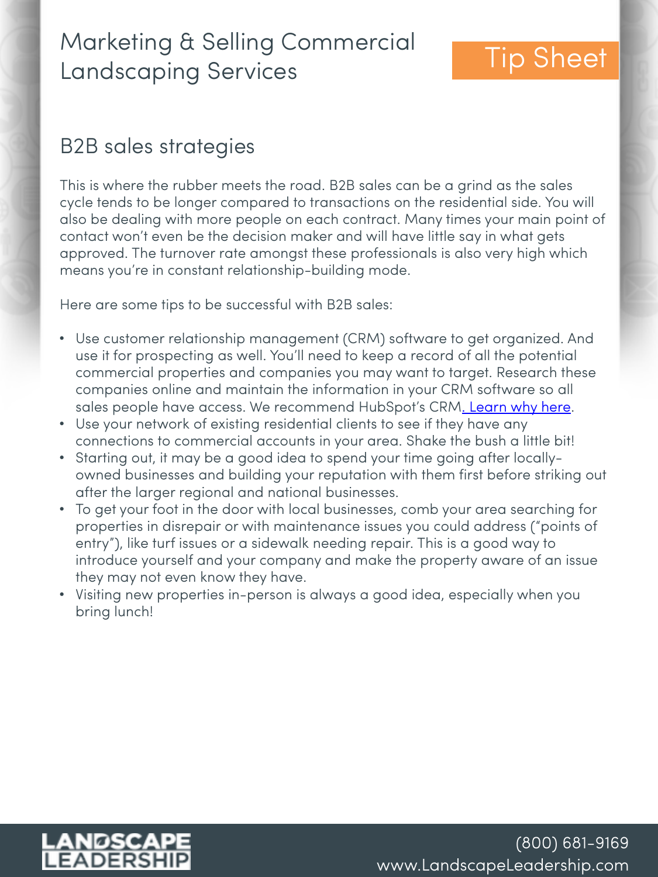## B2B sales strategies

This is where the rubber meets the road. B2B sales can be a grind as the sales cycle tends to be longer compared to transactions on the residential side. You will also be dealing with more people on each contract. Many times your main point of contact won't even be the decision maker and will have little say in what gets approved. The turnover rate amongst these professionals is also very high which means you're in constant relationship-building mode.

Here are some tips to be successful with B2B sales:

- Use customer relationship management (CRM) software to get organized. And use it for prospecting as well. You'll need to keep a record of all the potential commercial properties and companies you may want to target. Research these companies online and maintain the information in your CRM software so all sales people have access. We recommend HubSpot's CRM. Learn why here.
- Use your network of existing residential clients to see if they have any connections to commercial accounts in your area. Shake the bush a little bit!
- Starting out, it may be a good idea to spend your time going after locally-owned businesses and building your reputation with them first before striking out after the larger regional and national businesses.
- To get your foot in the door with local businesses, comb your area searching for properties in disrepair or with maintenance issues you could address ("points of entry"), like turf issues or a sidewalk needing repair. This is a good way to introduce yourself and your company and make the property aware of an issue they may not even know they have.
- Visiting new properties in-person is always a good idea, especially when you bring lunch!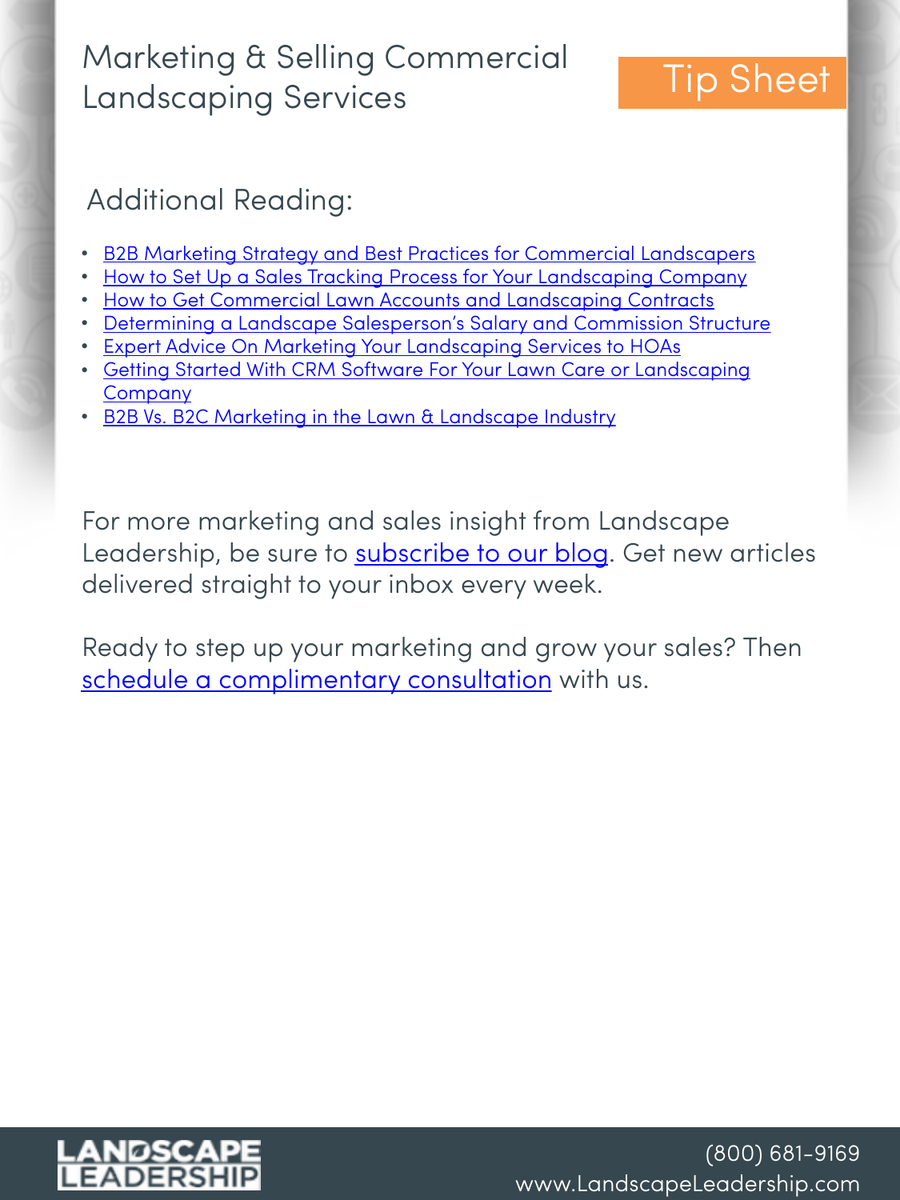## Additional Reading:

- B2B Marketing Strategy and Best Practices for Commercial Landscapers
- How to Set Up a Sales Tracking Process for Your Landscaping Company
- How to Get Commercial Lawn Accounts and Landscaping Contracts
- Determining a Landscape Salesperson's Salary and Commission Structure
- Expert Advice On Marketing Your Landscaping Services to HOAs
- Getting Started With CRM Software For Your Lawn Care or Landscaping Company
- B2B Vs. B2C Marketing in the Lawn & Landscape Industry

For more marketing and sales insight from Landscape Leadership, be sure to subscribe to our blog. Get new articles delivered straight to your inbox every week.

Ready to step up your marketing and grow your sales? Then schedule a complimentary consultation with us.

LANDSCAPE LEADERSHIP

(800) 681-9169
www.LandscapeLeadership.com